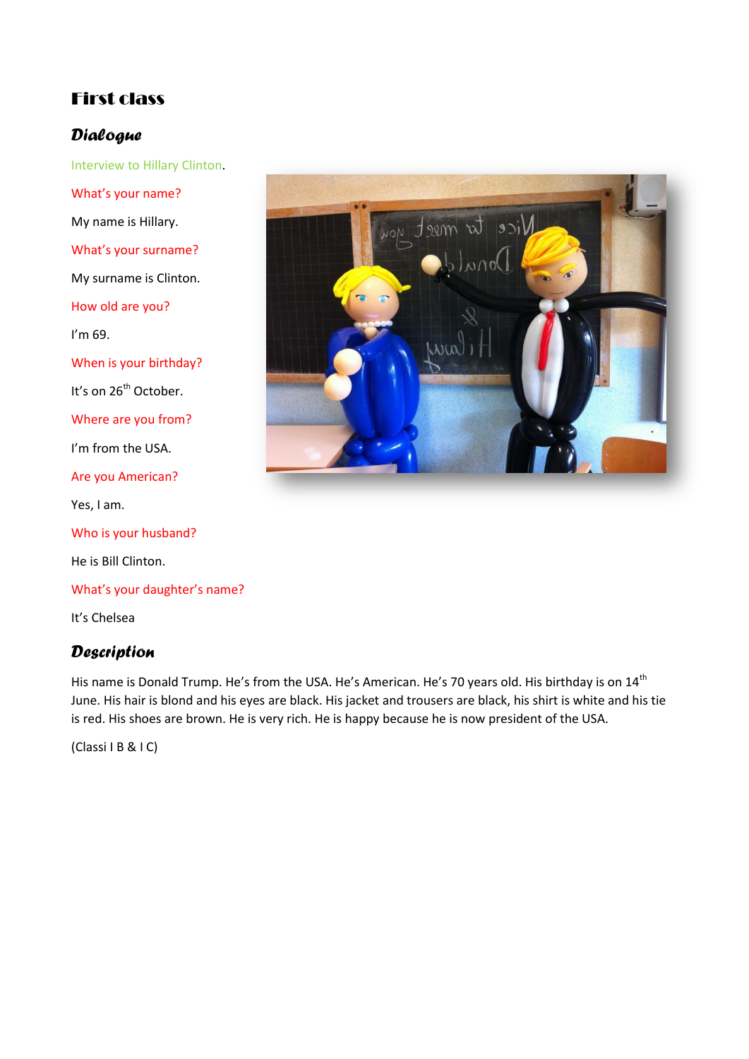# First class

## Dialogue

Interview to Hillary Clinton.

What's your name?

My name is Hillary.

What's your surname?

My surname is Clinton.

How old are you?

I'm 69.

When is your birthday?

It's on 26th October.

Where are you from?

I'm from the USA.

Are you American?

Yes, I am.

Who is your husband?

He is Bill Clinton.

What's your daughter's name?

It's Chelsea

## Description

His name is Donald Trump. He's from the USA. He's American. He's 70 years old. His birthday is on 14th June. His hair is blond and his eyes are black. His jacket and trousers are black, his shirt is white and his tie is red. His shoes are brown. He is very rich. He is happy because he is now president of the USA.

(Classi I B & I C)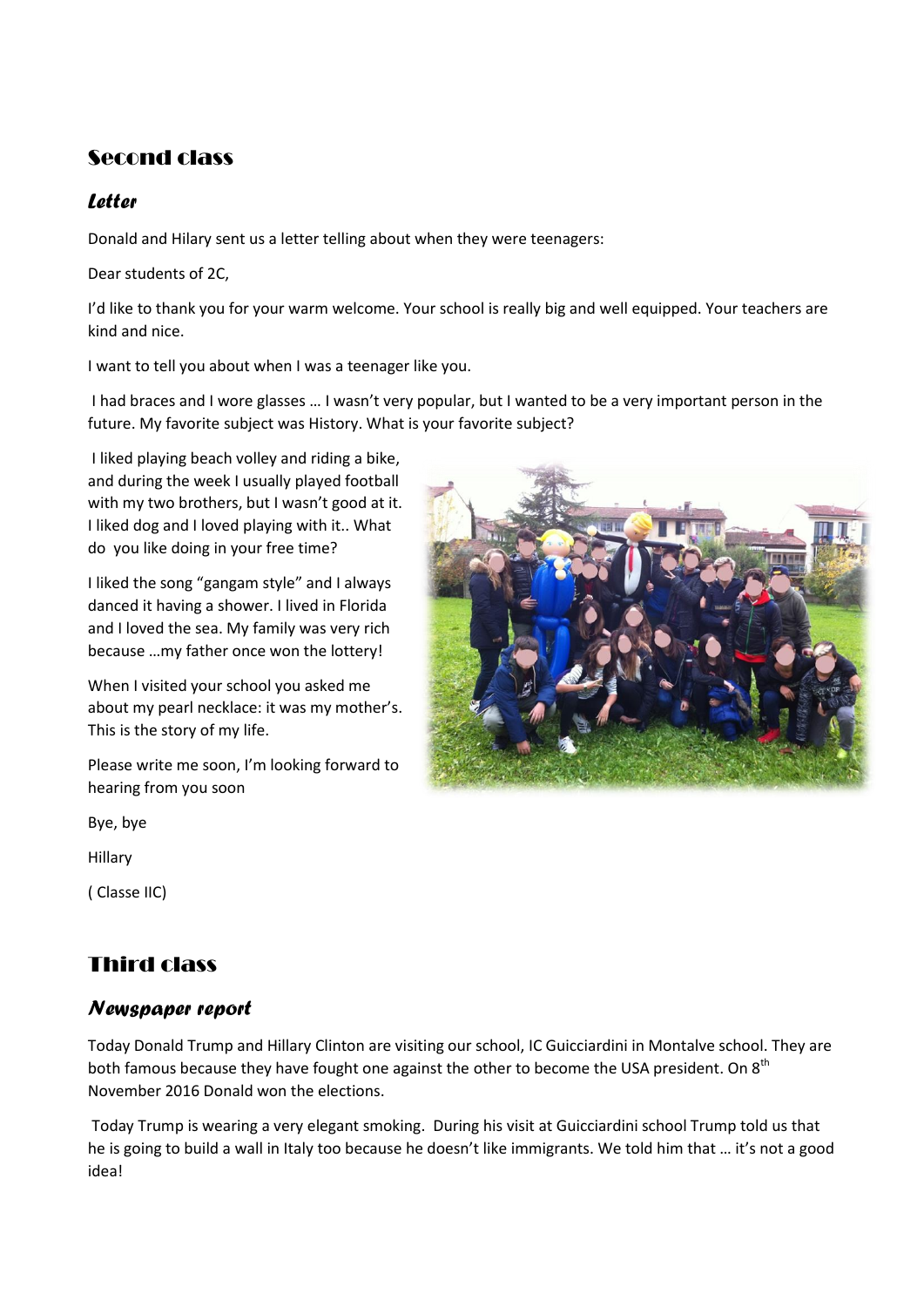## Second class

### *Letter*

Donald and Hilary sent us a letter telling about when they were teenagers:

Dear students of 2C,

I'd like to thank you for your warm welcome. Your school is really big and well equipped. Your teachers are kind and nice.

I want to tell you about when I was a teenager like you.

I had braces and I wore glasses … I wasn't very popular, but I wanted to be a very important person in the future. My favorite subject was History. What is your favorite subject?

I liked playing beach volley and riding a bike, and during the week I usually played football with my two brothers, but I wasn't good at it. I liked dog and I loved playing with it.. What do you like doing in your free time?

I liked the song "gangam style" and I always danced it having a shower. I lived in Florida and I loved the sea. My family was very rich because …my father once won the lottery!

When I visited your school you asked me about my pearl necklace: it was my mother's. This is the story of my life.

Please write me soon, I'm looking forward to hearing from you soon

Bye, bye

Hillary

( Classe IIC)

## Third class

### *Newspaper report*

Today Donald Trump and Hillary Clinton are visiting our school, IC Guicciardini in Montalve school. They are both famous because they have fought one against the other to become the USA president. On 8th November 2016 Donald won the elections.

Today Trump is wearing a very elegant smoking. During his visit at Guicciardini school Trump told us that he is going to build a wall in Italy too because he doesn't like immigrants. We told him that … it's not a good idea!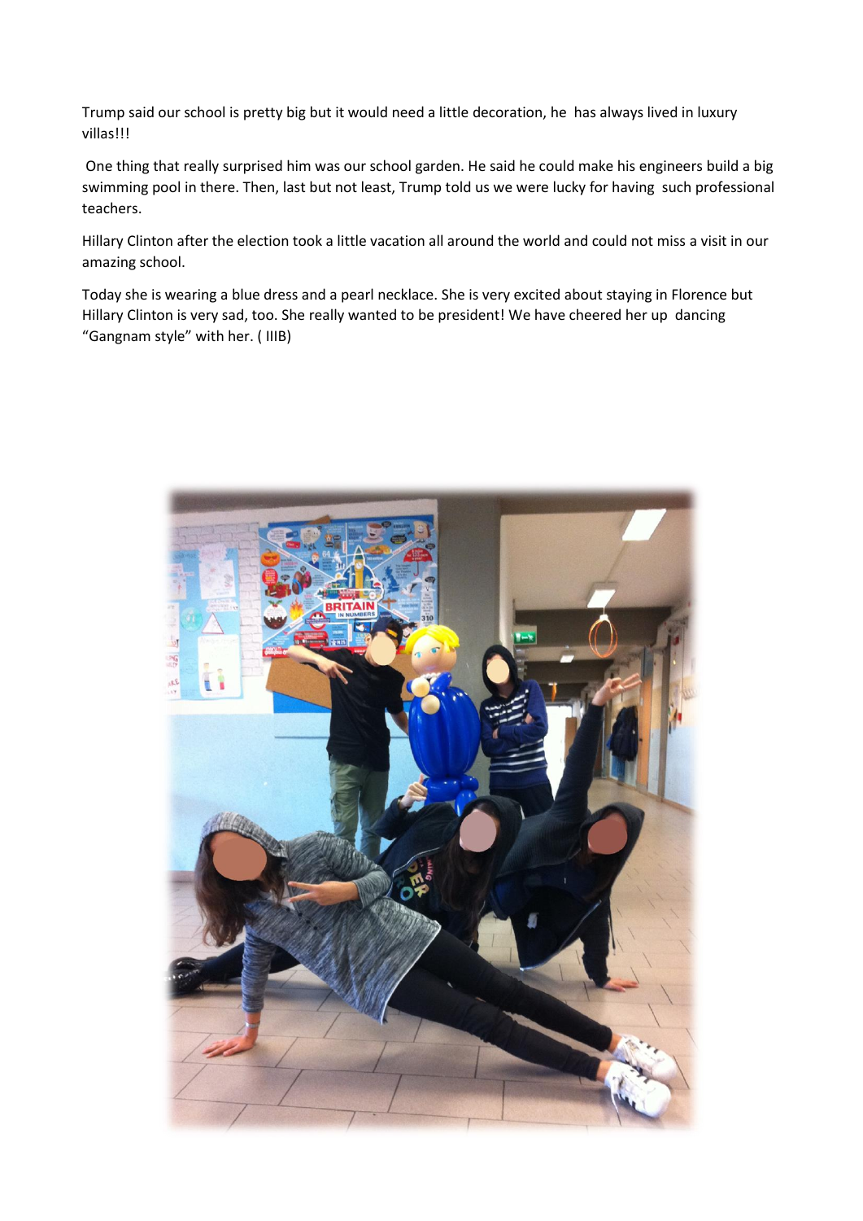Trump said our school is pretty big but it would need a little decoration, he has always lived in luxury villas!!!

One thing that really surprised him was our school garden. He said he could make his engineers build a big swimming pool in there. Then, last but not least, Trump told us we were lucky for having such professional teachers.

Hillary Clinton after the election took a little vacation all around the world and could not miss a visit in our amazing school.

Today she is wearing a blue dress and a pearl necklace. She is very excited about staying in Florence but Hillary Clinton is very sad, too. She really wanted to be president! We have cheered her up dancing "Gangnam style" with her. ( IIIB)